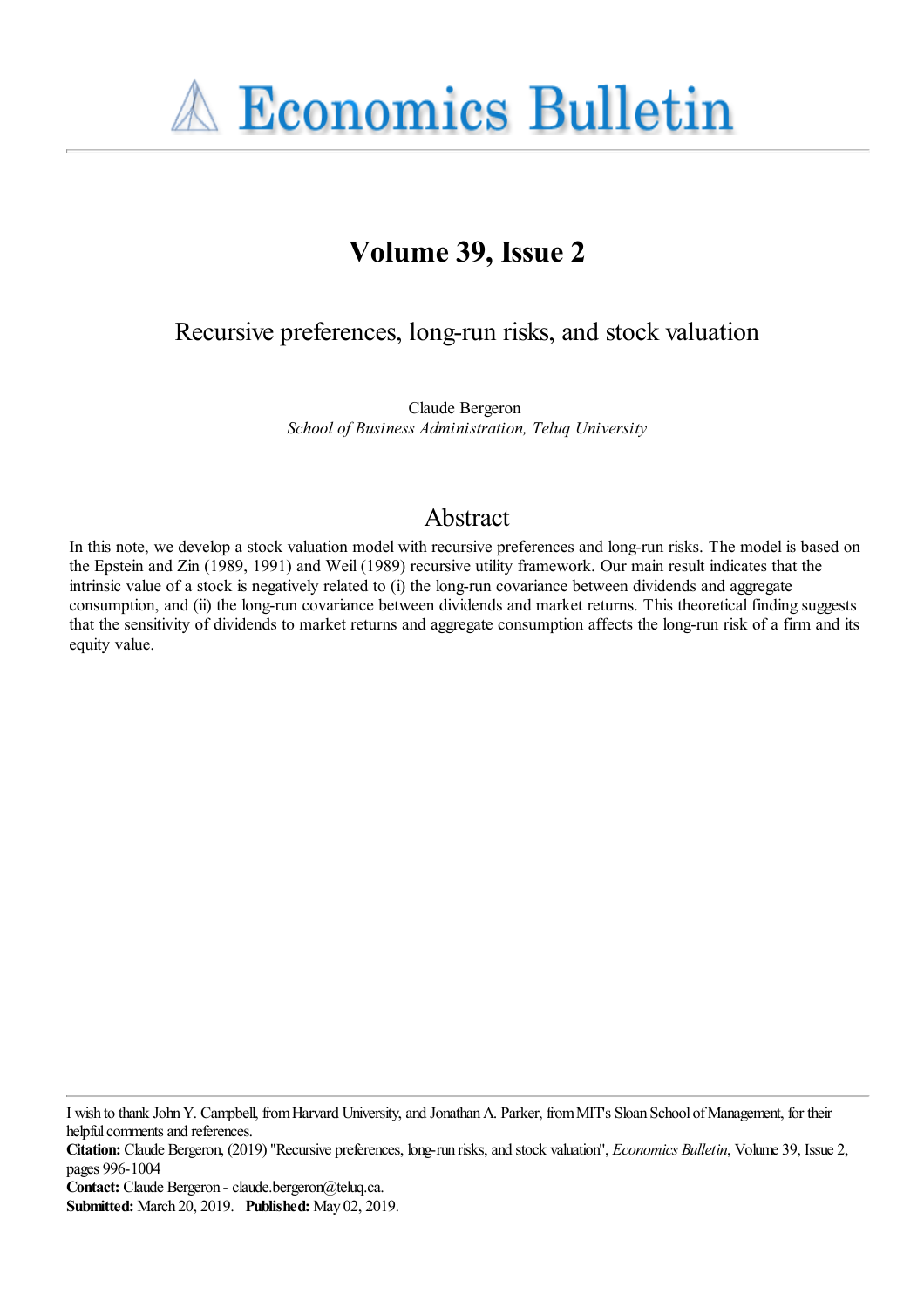# Economics Bulletin

## Volume 39, Issue 2

### Recursive preferences, long-run risks, and stock valuation

Claude Bergeron
*School of Business Administration, Teluq University*

## Abstract

In this note, we develop a stock valuation model with recursive preferences and long-run risks. The model is based on the Epstein and Zin (1989, 1991) and Weil (1989) recursive utility framework. Our main result indicates that the intrinsic value of a stock is negatively related to (i) the long-run covariance between dividends and aggregate consumption, and (ii) the long-run covariance between dividends and market returns. This theoretical finding suggests that the sensitivity of dividends to market returns and aggregate consumption affects the long-run risk of a firm and its equity value.

---

I wish to thank John Y. Campbell, from Harvard University, and Jonathan A. Parker, from MIT's Sloan School of Management, for their helpful comments and references.

**Citation:** Claude Bergeron, (2019) "Recursive preferences, long-run risks, and stock valuation", *Economics Bulletin*, Volume 39, Issue 2, pages 996-1004

**Contact:** Claude Bergeron - claude.bergeron@teluq.ca.

**Submitted:** March 20, 2019. **Published:** May 02, 2019.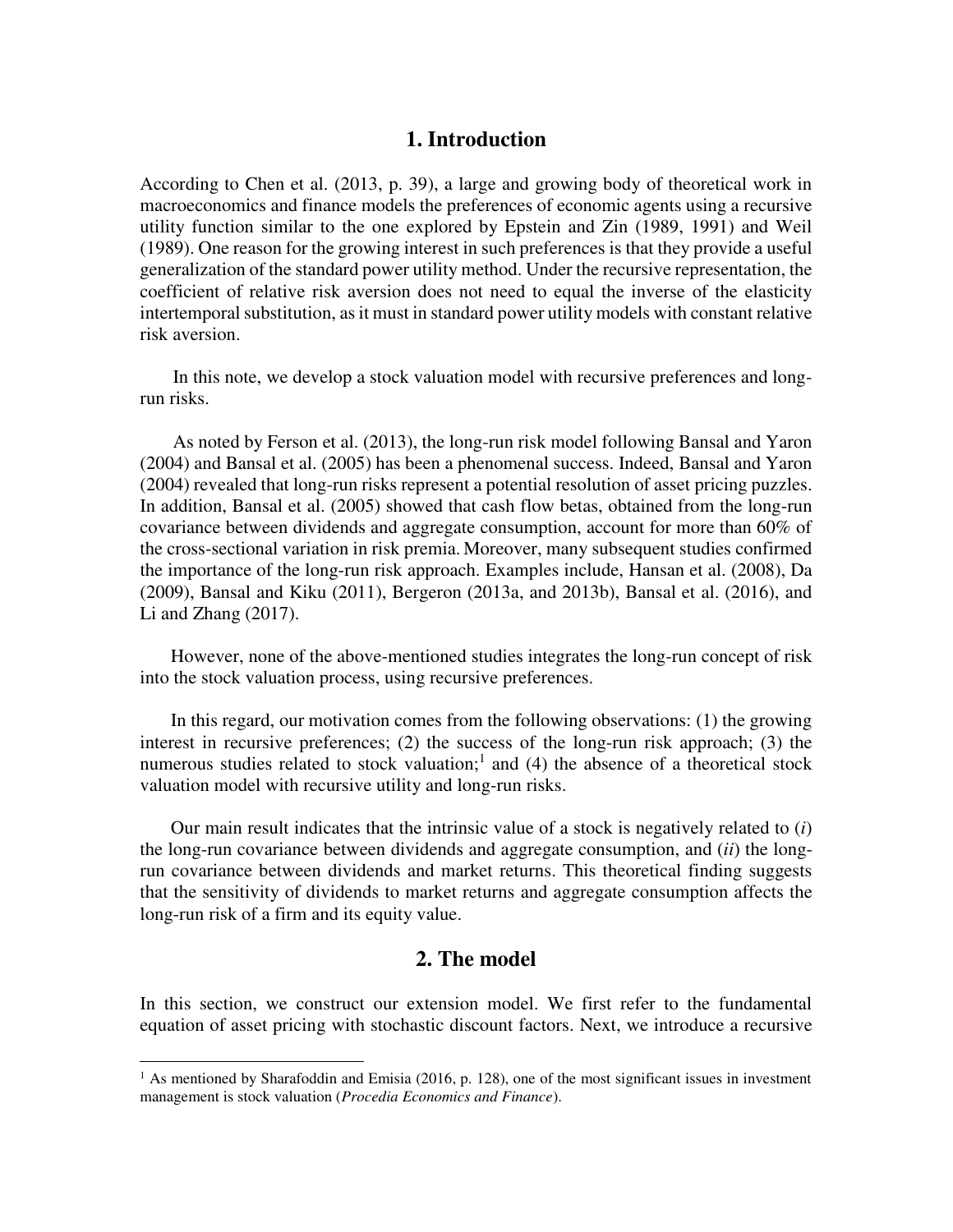## 1. Introduction

According to Chen et al. (2013, p. 39), a large and growing body of theoretical work in macroeconomics and finance models the preferences of economic agents using a recursive utility function similar to the one explored by Epstein and Zin (1989, 1991) and Weil (1989). One reason for the growing interest in such preferences is that they provide a useful generalization of the standard power utility method. Under the recursive representation, the coefficient of relative risk aversion does not need to equal the inverse of the elasticity intertemporal substitution, as it must in standard power utility models with constant relative risk aversion.

In this note, we develop a stock valuation model with recursive preferences and long-run risks.

As noted by Ferson et al. (2013), the long-run risk model following Bansal and Yaron (2004) and Bansal et al. (2005) has been a phenomenal success. Indeed, Bansal and Yaron (2004) revealed that long-run risks represent a potential resolution of asset pricing puzzles. In addition, Bansal et al. (2005) showed that cash flow betas, obtained from the long-run covariance between dividends and aggregate consumption, account for more than 60% of the cross-sectional variation in risk premia. Moreover, many subsequent studies confirmed the importance of the long-run risk approach. Examples include, Hansan et al. (2008), Da (2009), Bansal and Kiku (2011), Bergeron (2013a, and 2013b), Bansal et al. (2016), and Li and Zhang (2017).

However, none of the above-mentioned studies integrates the long-run concept of risk into the stock valuation process, using recursive preferences.

In this regard, our motivation comes from the following observations: (1) the growing interest in recursive preferences; (2) the success of the long-run risk approach; (3) the numerous studies related to stock valuation;[1] and (4) the absence of a theoretical stock valuation model with recursive utility and long-run risks.

Our main result indicates that the intrinsic value of a stock is negatively related to (*i*) the long-run covariance between dividends and aggregate consumption, and (*ii*) the long-run covariance between dividends and market returns. This theoretical finding suggests that the sensitivity of dividends to market returns and aggregate consumption affects the long-run risk of a firm and its equity value.

## 2. The model

In this section, we construct our extension model. We first refer to the fundamental equation of asset pricing with stochastic discount factors. Next, we introduce a recursive

[1] As mentioned by Sharafoddin and Emisia (2016, p. 128), one of the most significant issues in investment management is stock valuation (*Procedia Economics and Finance*).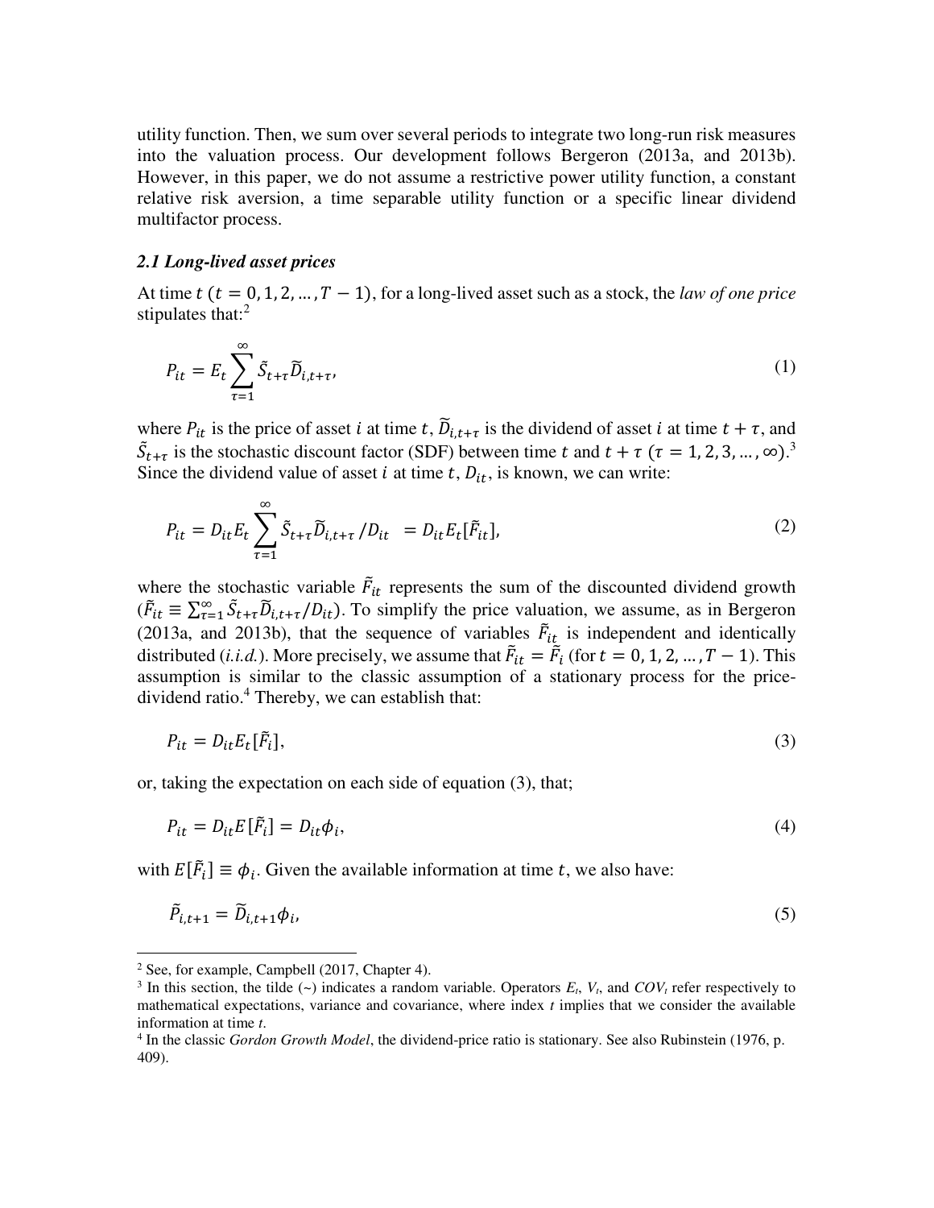utility function. Then, we sum over several periods to integrate two long-run risk measures into the valuation process. Our development follows Bergeron (2013a, and 2013b). However, in this paper, we do not assume a restrictive power utility function, a constant relative risk aversion, a time separable utility function or a specific linear dividend multifactor process.

### *2.1 Long-lived asset prices*

At time $t$ $(t = 0, 1, 2, \ldots, T-1)$, for a long-lived asset such as a stock, the *law of one price* stipulates that:[2]

$$P_{it} = E_t \sum_{\tau=1}^{\infty} \tilde{S}_{t+\tau} \widetilde{D}_{i,t+\tau}, \tag{1}$$

where $P_{it}$ is the price of asset $i$ at time $t$, $\widetilde{D}_{i,t+\tau}$ is the dividend of asset $i$ at time $t+\tau$, and $\tilde{S}_{t+\tau}$ is the stochastic discount factor (SDF) between time $t$ and $t+\tau$ $(\tau = 1, 2, 3, \ldots, \infty)$.[3] Since the dividend value of asset $i$ at time $t$, $D_{it}$, is known, we can write:

$$P_{it} = D_{it} E_t \sum_{\tau=1}^{\infty} \tilde{S}_{t+\tau} \widetilde{D}_{i,t+\tau} / D_{it} \; = D_{it} E_t[\tilde{F}_{it}], \tag{2}$$

where the stochastic variable $\tilde{F}_{it}$ represents the sum of the discounted dividend growth ($\tilde{F}_{it} \equiv \sum_{\tau=1}^{\infty} \tilde{S}_{t+\tau} \widetilde{D}_{i,t+\tau} / D_{it}$). To simplify the price valuation, we assume, as in Bergeron (2013a, and 2013b), that the sequence of variables $\tilde{F}_{it}$ is independent and identically distributed (*i.i.d.*). More precisely, we assume that $\tilde{F}_{it} = \tilde{F}_i$ (for $t = 0, 1, 2, \ldots, T-1$). This assumption is similar to the classic assumption of a stationary process for the price-dividend ratio.[4] Thereby, we can establish that:

$$P_{it} = D_{it} E_t[\tilde{F}_i], \tag{3}$$

or, taking the expectation on each side of equation (3), that;

$$P_{it} = D_{it} E[\tilde{F}_i] = D_{it} \phi_i, \tag{4}$$

with $E[\tilde{F}_i] \equiv \phi_i$. Given the available information at time $t$, we also have:

$$\tilde{P}_{i,t+1} = \widetilde{D}_{i,t+1} \phi_i, \tag{5}$$

---

[2] See, for example, Campbell (2017, Chapter 4).

[3] In this section, the tilde (~) indicates a random variable. Operators $E_t$, $V_t$, and $COV_t$ refer respectively to mathematical expectations, variance and covariance, where index $t$ implies that we consider the available information at time $t$.

[4] In the classic *Gordon Growth Model*, the dividend-price ratio is stationary. See also Rubinstein (1976, p. 409).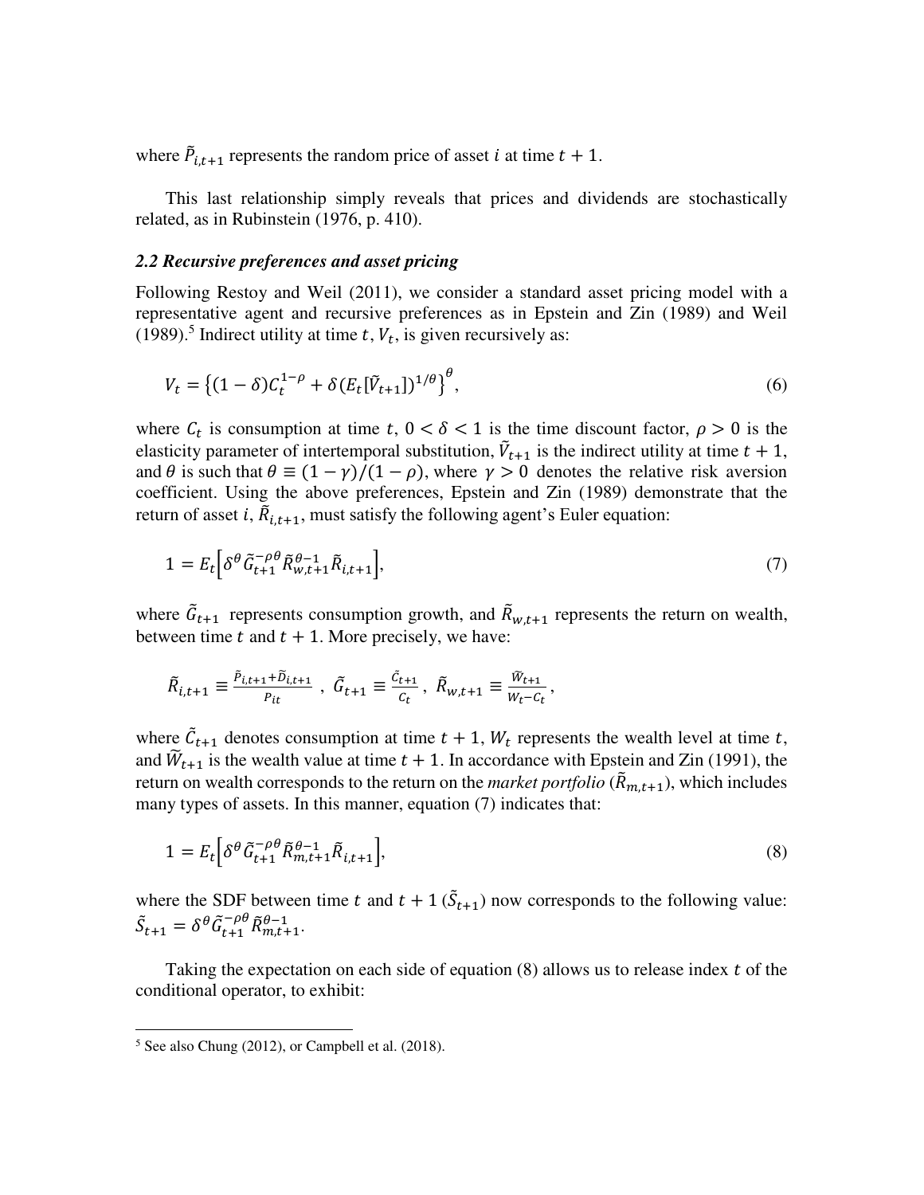where $\tilde{P}_{i,t+1}$ represents the random price of asset $i$ at time $t+1$.

This last relationship simply reveals that prices and dividends are stochastically related, as in Rubinstein (1976, p. 410).

### *2.2 Recursive preferences and asset pricing*

Following Restoy and Weil (2011), we consider a standard asset pricing model with a representative agent and recursive preferences as in Epstein and Zin (1989) and Weil (1989).[5] Indirect utility at time $t$, $V_t$, is given recursively as:

$$V_t = \left\{(1-\delta)C_t^{1-\rho} + \delta(E_t[\tilde{V}_{t+1}])^{1/\theta}\right\}^{\theta}, \tag{6}$$

where $C_t$ is consumption at time $t$, $0 < \delta < 1$ is the time discount factor, $\rho > 0$ is the elasticity parameter of intertemporal substitution, $\tilde{V}_{t+1}$ is the indirect utility at time $t+1$, and $\theta$ is such that $\theta \equiv (1-\gamma)/(1-\rho)$, where $\gamma > 0$ denotes the relative risk aversion coefficient. Using the above preferences, Epstein and Zin (1989) demonstrate that the return of asset $i$, $\tilde{R}_{i,t+1}$, must satisfy the following agent's Euler equation:

$$1 = E_t\left[\delta^{\theta}\tilde{G}_{t+1}^{-\rho\theta}\tilde{R}_{w,t+1}^{\theta-1}\tilde{R}_{i,t+1}\right], \tag{7}$$

where $\tilde{G}_{t+1}$ represents consumption growth, and $\tilde{R}_{w,t+1}$ represents the return on wealth, between time $t$ and $t+1$. More precisely, we have:

$$\tilde{R}_{i,t+1} \equiv \frac{\tilde{P}_{i,t+1}+\tilde{D}_{i,t+1}}{P_{it}}\ ,\ \tilde{G}_{t+1} \equiv \frac{\tilde{C}_{t+1}}{C_t}\ ,\ \tilde{R}_{w,t+1} \equiv \frac{\tilde{W}_{t+1}}{W_t - C_t},$$

where $\tilde{C}_{t+1}$ denotes consumption at time $t+1$, $W_t$ represents the wealth level at time $t$, and $\tilde{W}_{t+1}$ is the wealth value at time $t+1$. In accordance with Epstein and Zin (1991), the return on wealth corresponds to the return on the *market portfolio* ($\tilde{R}_{m,t+1}$), which includes many types of assets. In this manner, equation (7) indicates that:

$$1 = E_t\left[\delta^{\theta}\tilde{G}_{t+1}^{-\rho\theta}\tilde{R}_{m,t+1}^{\theta-1}\tilde{R}_{i,t+1}\right], \tag{8}$$

where the SDF between time $t$ and $t+1$ ($\tilde{S}_{t+1}$) now corresponds to the following value: $\tilde{S}_{t+1} = \delta^{\theta}\tilde{G}_{t+1}^{-\rho\theta}\tilde{R}_{m,t+1}^{\theta-1}$.

Taking the expectation on each side of equation (8) allows us to release index $t$ of the conditional operator, to exhibit:

[5] See also Chung (2012), or Campbell et al. (2018).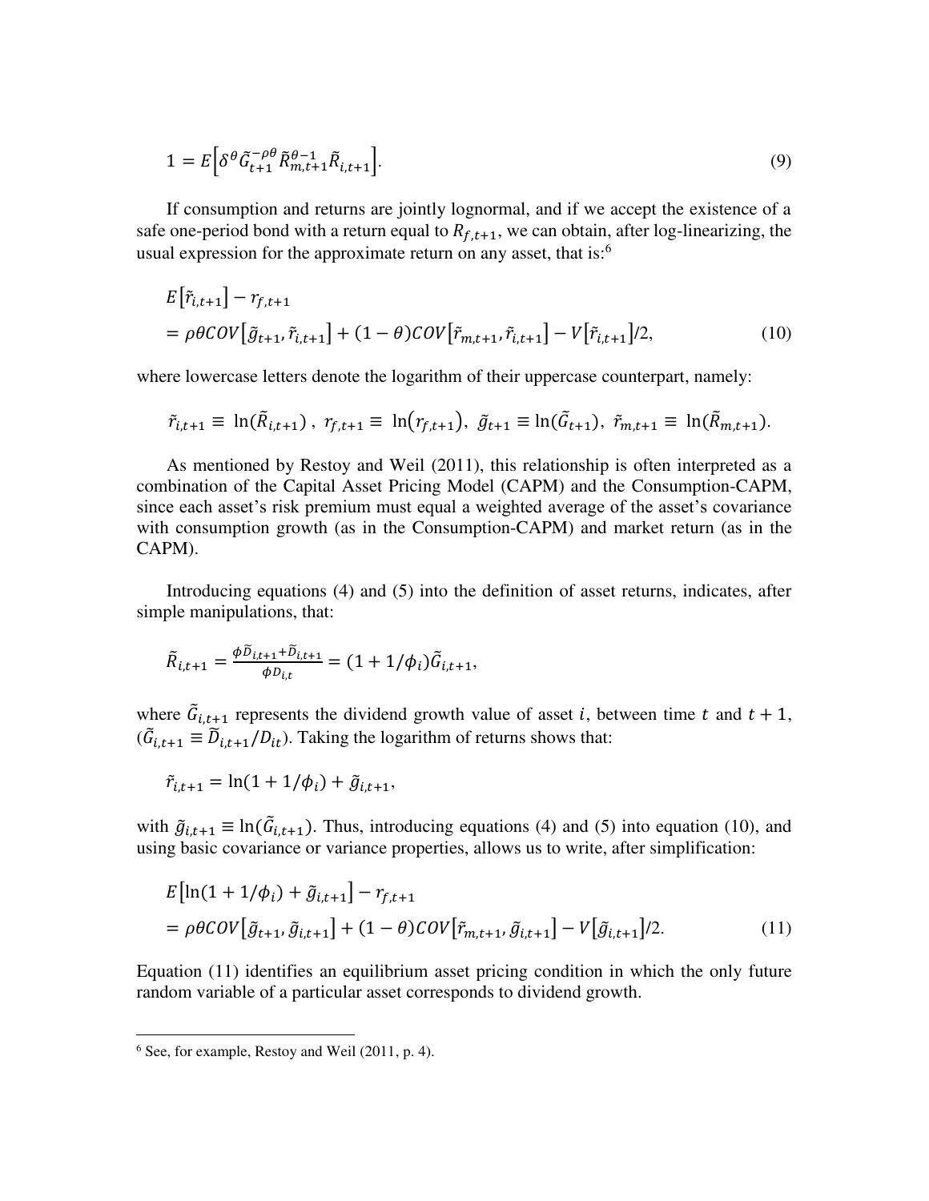$$1 = E\left[\delta^{\theta}\tilde{G}_{t+1}^{-\rho\theta}\tilde{R}_{m,t+1}^{\theta-1}\tilde{R}_{i,t+1}\right]. \tag{9}$$

If consumption and returns are jointly lognormal, and if we accept the existence of a safe one-period bond with a return equal to $R_{f,t+1}$, we can obtain, after log-linearizing, the usual expression for the approximate return on any asset, that is:[6]

$$\begin{aligned}
&E\left[\tilde{r}_{i,t+1}\right] - r_{f,t+1} \\
&= \rho\theta COV\left[\tilde{g}_{t+1}, \tilde{r}_{i,t+1}\right] + (1-\theta)COV\left[\tilde{r}_{m,t+1}, \tilde{r}_{i,t+1}\right] - V\left[\tilde{r}_{i,t+1}\right]/2,
\end{aligned} \tag{10}$$

where lowercase letters denote the logarithm of their uppercase counterpart, namely:

$$\tilde{r}_{i,t+1} \equiv \ln(\tilde{R}_{i,t+1}),\ r_{f,t+1} \equiv \ln(r_{f,t+1}),\ \tilde{g}_{t+1} \equiv \ln(\tilde{G}_{t+1}),\ \tilde{r}_{m,t+1} \equiv \ln(\tilde{R}_{m,t+1}).$$

As mentioned by Restoy and Weil (2011), this relationship is often interpreted as a combination of the Capital Asset Pricing Model (CAPM) and the Consumption-CAPM, since each asset's risk premium must equal a weighted average of the asset's covariance with consumption growth (as in the Consumption-CAPM) and market return (as in the CAPM).

Introducing equations (4) and (5) into the definition of asset returns, indicates, after simple manipulations, that:

$$\tilde{R}_{i,t+1} = \frac{\phi\tilde{D}_{i,t+1} + \tilde{D}_{i,t+1}}{\phi D_{i,t}} = (1 + 1/\phi_i)\tilde{G}_{i,t+1},$$

where $\tilde{G}_{i,t+1}$ represents the dividend growth value of asset $i$, between time $t$ and $t+1$, ($\tilde{G}_{i,t+1} \equiv \tilde{D}_{i,t+1}/D_{it}$). Taking the logarithm of returns shows that:

$$\tilde{r}_{i,t+1} = \ln(1 + 1/\phi_i) + \tilde{g}_{i,t+1},$$

with $\tilde{g}_{i,t+1} \equiv \ln(\tilde{G}_{i,t+1})$. Thus, introducing equations (4) and (5) into equation (10), and using basic covariance or variance properties, allows us to write, after simplification:

$$\begin{aligned}
&E\left[\ln(1 + 1/\phi_i) + \tilde{g}_{i,t+1}\right] - r_{f,t+1} \\
&= \rho\theta COV\left[\tilde{g}_{t+1}, \tilde{g}_{i,t+1}\right] + (1-\theta)COV\left[\tilde{r}_{m,t+1}, \tilde{g}_{i,t+1}\right] - V\left[\tilde{g}_{i,t+1}\right]/2.
\end{aligned} \tag{11}$$

Equation (11) identifies an equilibrium asset pricing condition in which the only future random variable of a particular asset corresponds to dividend growth.

[6] See, for example, Restoy and Weil (2011, p. 4).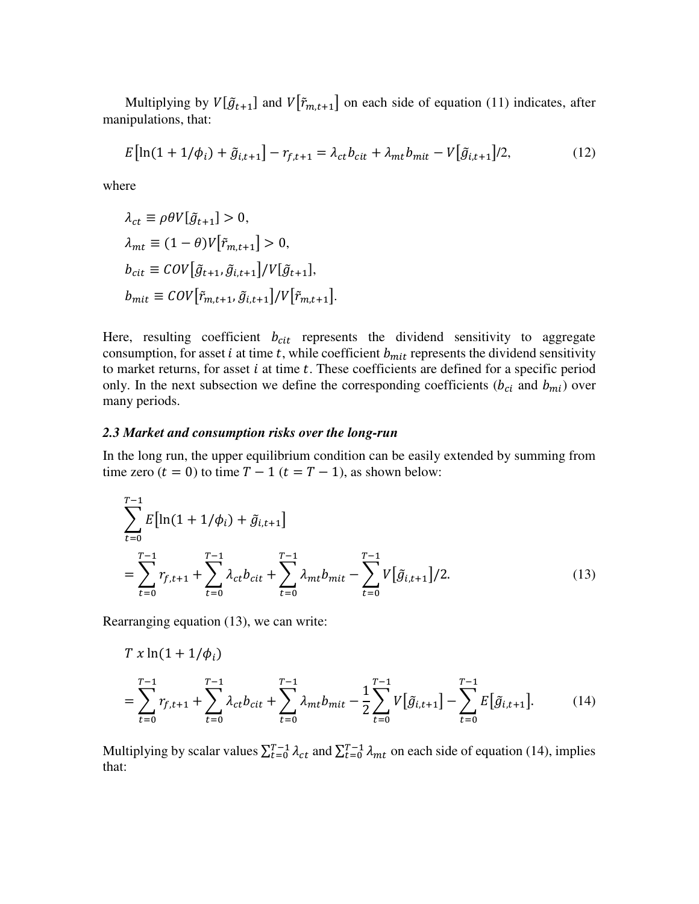Multiplying by $V[\tilde{g}_{t+1}]$ and $V[\tilde{r}_{m,t+1}]$ on each side of equation (11) indicates, after manipulations, that:

$$E[\ln(1+1/\phi_i)+\tilde{g}_{i,t+1}]-r_{f,t+1}=\lambda_{ct}b_{cit}+\lambda_{mt}b_{mit}-V[\tilde{g}_{i,t+1}]/2, \tag{12}$$

where

$$\lambda_{ct}\equiv\rho\theta V[\tilde{g}_{t+1}]>0,$$

$$\lambda_{mt}\equiv(1-\theta)V[\tilde{r}_{m,t+1}]>0,$$

$$b_{cit}\equiv COV[\tilde{g}_{t+1},\tilde{g}_{i,t+1}]/V[\tilde{g}_{t+1}],$$

$$b_{mit}\equiv COV[\tilde{r}_{m,t+1},\tilde{g}_{i,t+1}]/V[\tilde{r}_{m,t+1}].$$

Here, resulting coefficient $b_{cit}$ represents the dividend sensitivity to aggregate consumption, for asset $i$ at time $t$, while coefficient $b_{mit}$ represents the dividend sensitivity to market returns, for asset $i$ at time $t$. These coefficients are defined for a specific period only. In the next subsection we define the corresponding coefficients ($b_{ci}$ and $b_{mi}$) over many periods.

### *2.3 Market and consumption risks over the long-run*

In the long run, the upper equilibrium condition can be easily extended by summing from time zero ($t=0$) to time $T-1$ ($t=T-1$), as shown below:

$$\sum_{t=0}^{T-1}E[\ln(1+1/\phi_i)+\tilde{g}_{i,t+1}]$$
$$=\sum_{t=0}^{T-1}r_{f,t+1}+\sum_{t=0}^{T-1}\lambda_{ct}b_{cit}+\sum_{t=0}^{T-1}\lambda_{mt}b_{mit}-\sum_{t=0}^{T-1}V[\tilde{g}_{i,t+1}]/2. \tag{13}$$

Rearranging equation (13), we can write:

$$T\ x\ln(1+1/\phi_i)$$
$$=\sum_{t=0}^{T-1}r_{f,t+1}+\sum_{t=0}^{T-1}\lambda_{ct}b_{cit}+\sum_{t=0}^{T-1}\lambda_{mt}b_{mit}-\frac{1}{2}\sum_{t=0}^{T-1}V[\tilde{g}_{i,t+1}]-\sum_{t=0}^{T-1}E[\tilde{g}_{i,t+1}]. \tag{14}$$

Multiplying by scalar values $\sum_{t=0}^{T-1}\lambda_{ct}$ and $\sum_{t=0}^{T-1}\lambda_{mt}$ on each side of equation (14), implies that: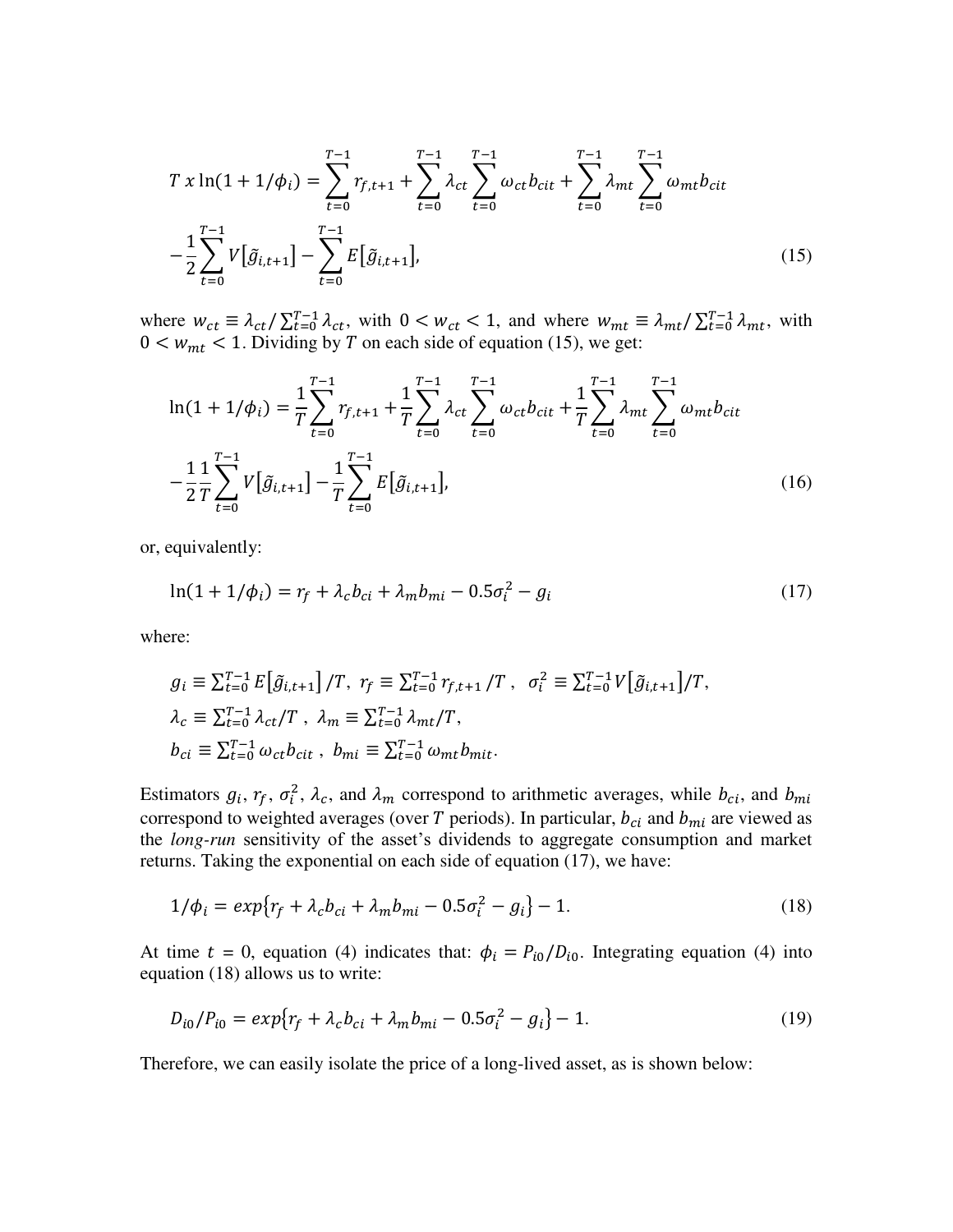$$T \ x \ln(1 + 1/\phi_i) = \sum_{t=0}^{T-1} r_{f,t+1} + \sum_{t=0}^{T-1} \lambda_{ct} \sum_{t=0}^{T-1} \omega_{ct} b_{cit} + \sum_{t=0}^{T-1} \lambda_{mt} \sum_{t=0}^{T-1} \omega_{mt} b_{cit}$$

$$-\frac{1}{2} \sum_{t=0}^{T-1} V\big[\tilde{g}_{i,t+1}\big] - \sum_{t=0}^{T-1} E\big[\tilde{g}_{i,t+1}\big], \tag{15}$$

where $w_{ct} \equiv \lambda_{ct} / \sum_{t=0}^{T-1} \lambda_{ct}$, with $0 < w_{ct} < 1$, and where $w_{mt} \equiv \lambda_{mt} / \sum_{t=0}^{T-1} \lambda_{mt}$, with $0 < w_{mt} < 1$. Dividing by $T$ on each side of equation (15), we get:

$$\ln(1 + 1/\phi_i) = \frac{1}{T} \sum_{t=0}^{T-1} r_{f,t+1} + \frac{1}{T} \sum_{t=0}^{T-1} \lambda_{ct} \sum_{t=0}^{T-1} \omega_{ct} b_{cit} + \frac{1}{T} \sum_{t=0}^{T-1} \lambda_{mt} \sum_{t=0}^{T-1} \omega_{mt} b_{cit}$$

$$-\frac{1}{2} \frac{1}{T} \sum_{t=0}^{T-1} V\big[\tilde{g}_{i,t+1}\big] - \frac{1}{T} \sum_{t=0}^{T-1} E\big[\tilde{g}_{i,t+1}\big], \tag{16}$$

or, equivalently:

$$\ln(1 + 1/\phi_i) = r_f + \lambda_c b_{ci} + \lambda_m b_{mi} - 0.5\sigma_i^2 - g_i \tag{17}$$

where:

$g_i \equiv \sum_{t=0}^{T-1} E\big[\tilde{g}_{i,t+1}\big]/T$, $r_f \equiv \sum_{t=0}^{T-1} r_{f,t+1}/T$, $\sigma_i^2 \equiv \sum_{t=0}^{T-1} V\big[\tilde{g}_{i,t+1}\big]/T$,
$\lambda_c \equiv \sum_{t=0}^{T-1} \lambda_{ct}/T$, $\lambda_m \equiv \sum_{t=0}^{T-1} \lambda_{mt}/T$,
$b_{ci} \equiv \sum_{t=0}^{T-1} \omega_{ct} b_{cit}$, $b_{mi} \equiv \sum_{t=0}^{T-1} \omega_{mt} b_{mit}$.

Estimators $g_i$, $r_f$, $\sigma_i^2$, $\lambda_c$, and $\lambda_m$ correspond to arithmetic averages, while $b_{ci}$, and $b_{mi}$ correspond to weighted averages (over $T$ periods). In particular, $b_{ci}$ and $b_{mi}$ are viewed as the *long-run* sensitivity of the asset's dividends to aggregate consumption and market returns. Taking the exponential on each side of equation (17), we have:

$$1/\phi_i = exp\{r_f + \lambda_c b_{ci} + \lambda_m b_{mi} - 0.5\sigma_i^2 - g_i\} - 1. \tag{18}$$

At time $t = 0$, equation (4) indicates that: $\phi_i = P_{i0}/D_{i0}$. Integrating equation (4) into equation (18) allows us to write:

$$D_{i0}/P_{i0} = exp\{r_f + \lambda_c b_{ci} + \lambda_m b_{mi} - 0.5\sigma_i^2 - g_i\} - 1. \tag{19}$$

Therefore, we can easily isolate the price of a long-lived asset, as is shown below: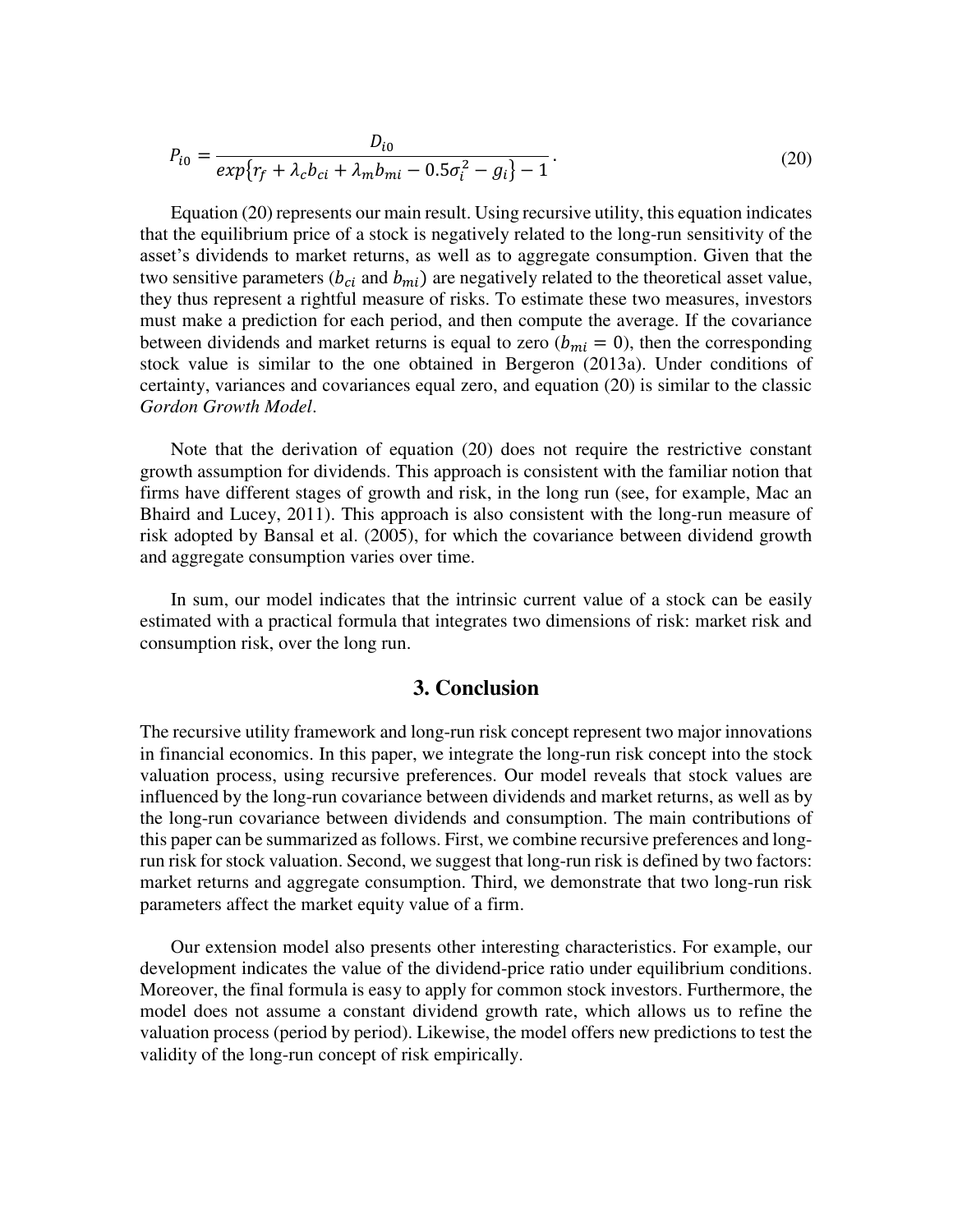$$P_{i0} = \frac{D_{i0}}{exp\{r_f + \lambda_c b_{ci} + \lambda_m b_{mi} - 0.5\sigma_i^2 - g_i\} - 1}. \tag{20}$$

Equation (20) represents our main result. Using recursive utility, this equation indicates that the equilibrium price of a stock is negatively related to the long-run sensitivity of the asset's dividends to market returns, as well as to aggregate consumption. Given that the two sensitive parameters ($b_{ci}$ and $b_{mi}$) are negatively related to the theoretical asset value, they thus represent a rightful measure of risks. To estimate these two measures, investors must make a prediction for each period, and then compute the average. If the covariance between dividends and market returns is equal to zero ($b_{mi} = 0$), then the corresponding stock value is similar to the one obtained in Bergeron (2013a). Under conditions of certainty, variances and covariances equal zero, and equation (20) is similar to the classic *Gordon Growth Model*.

Note that the derivation of equation (20) does not require the restrictive constant growth assumption for dividends. This approach is consistent with the familiar notion that firms have different stages of growth and risk, in the long run (see, for example, Mac an Bhaird and Lucey, 2011). This approach is also consistent with the long-run measure of risk adopted by Bansal et al. (2005), for which the covariance between dividend growth and aggregate consumption varies over time.

In sum, our model indicates that the intrinsic current value of a stock can be easily estimated with a practical formula that integrates two dimensions of risk: market risk and consumption risk, over the long run.

## 3. Conclusion

The recursive utility framework and long-run risk concept represent two major innovations in financial economics. In this paper, we integrate the long-run risk concept into the stock valuation process, using recursive preferences. Our model reveals that stock values are influenced by the long-run covariance between dividends and market returns, as well as by the long-run covariance between dividends and consumption. The main contributions of this paper can be summarized as follows. First, we combine recursive preferences and long-run risk for stock valuation. Second, we suggest that long-run risk is defined by two factors: market returns and aggregate consumption. Third, we demonstrate that two long-run risk parameters affect the market equity value of a firm.

Our extension model also presents other interesting characteristics. For example, our development indicates the value of the dividend-price ratio under equilibrium conditions. Moreover, the final formula is easy to apply for common stock investors. Furthermore, the model does not assume a constant dividend growth rate, which allows us to refine the valuation process (period by period). Likewise, the model offers new predictions to test the validity of the long-run concept of risk empirically.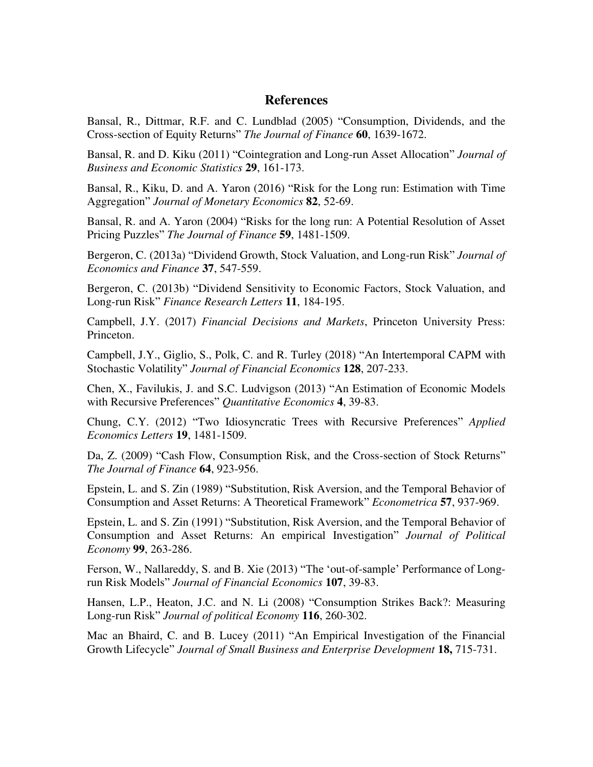## References

Bansal, R., Dittmar, R.F. and C. Lundblad (2005) "Consumption, Dividends, and the Cross-section of Equity Returns" *The Journal of Finance* **60**, 1639-1672.

Bansal, R. and D. Kiku (2011) "Cointegration and Long-run Asset Allocation" *Journal of Business and Economic Statistics* **29**, 161-173.

Bansal, R., Kiku, D. and A. Yaron (2016) "Risk for the Long run: Estimation with Time Aggregation" *Journal of Monetary Economics* **82**, 52-69.

Bansal, R. and A. Yaron (2004) "Risks for the long run: A Potential Resolution of Asset Pricing Puzzles" *The Journal of Finance* **59**, 1481-1509.

Bergeron, C. (2013a) "Dividend Growth, Stock Valuation, and Long-run Risk" *Journal of Economics and Finance* **37**, 547-559.

Bergeron, C. (2013b) "Dividend Sensitivity to Economic Factors, Stock Valuation, and Long-run Risk" *Finance Research Letters* **11**, 184-195.

Campbell, J.Y. (2017) *Financial Decisions and Markets*, Princeton University Press: Princeton.

Campbell, J.Y., Giglio, S., Polk, C. and R. Turley (2018) "An Intertemporal CAPM with Stochastic Volatility" *Journal of Financial Economics* **128**, 207-233.

Chen, X., Favilukis, J. and S.C. Ludvigson (2013) "An Estimation of Economic Models with Recursive Preferences" *Quantitative Economics* **4**, 39-83.

Chung, C.Y. (2012) "Two Idiosyncratic Trees with Recursive Preferences" *Applied Economics Letters* **19**, 1481-1509.

Da, Z. (2009) "Cash Flow, Consumption Risk, and the Cross-section of Stock Returns" *The Journal of Finance* **64**, 923-956.

Epstein, L. and S. Zin (1989) "Substitution, Risk Aversion, and the Temporal Behavior of Consumption and Asset Returns: A Theoretical Framework" *Econometrica* **57**, 937-969.

Epstein, L. and S. Zin (1991) "Substitution, Risk Aversion, and the Temporal Behavior of Consumption and Asset Returns: An empirical Investigation" *Journal of Political Economy* **99**, 263-286.

Ferson, W., Nallareddy, S. and B. Xie (2013) "The 'out-of-sample' Performance of Long-run Risk Models" *Journal of Financial Economics* **107**, 39-83.

Hansen, L.P., Heaton, J.C. and N. Li (2008) "Consumption Strikes Back?: Measuring Long-run Risk" *Journal of political Economy* **116**, 260-302.

Mac an Bhaird, C. and B. Lucey (2011) "An Empirical Investigation of the Financial Growth Lifecycle" *Journal of Small Business and Enterprise Development* **18,** 715-731.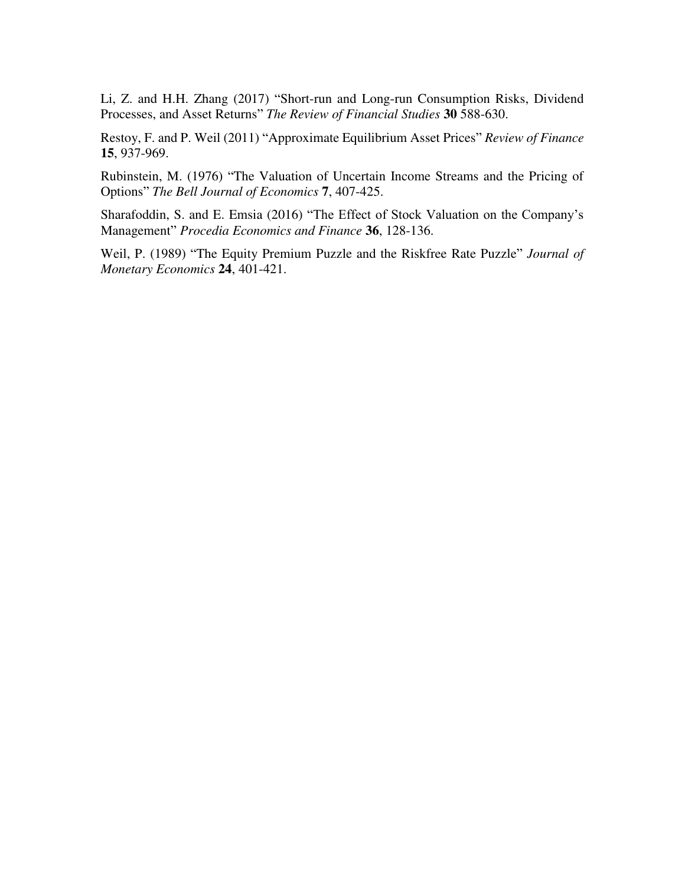Li, Z. and H.H. Zhang (2017) "Short-run and Long-run Consumption Risks, Dividend Processes, and Asset Returns" *The Review of Financial Studies* **30** 588-630.

Restoy, F. and P. Weil (2011) "Approximate Equilibrium Asset Prices" *Review of Finance* **15**, 937-969.

Rubinstein, M. (1976) "The Valuation of Uncertain Income Streams and the Pricing of Options" *The Bell Journal of Economics* **7**, 407-425.

Sharafoddin, S. and E. Emsia (2016) "The Effect of Stock Valuation on the Company's Management" *Procedia Economics and Finance* **36**, 128-136.

Weil, P. (1989) "The Equity Premium Puzzle and the Riskfree Rate Puzzle" *Journal of Monetary Economics* **24**, 401-421.